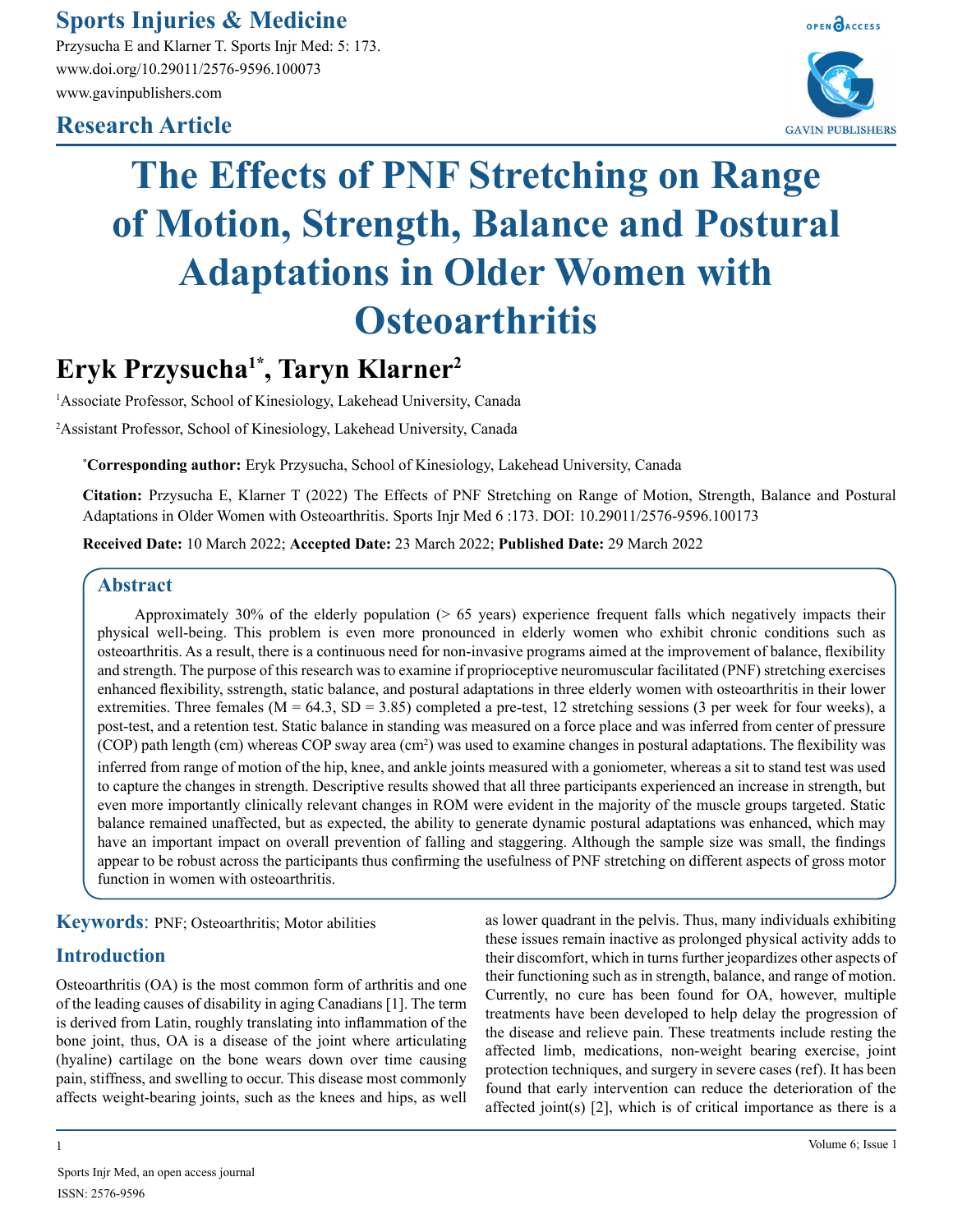# The Effects of PNF Stretching on Range of Motion, Strength, Balance and Postural Adaptations in Older Women with Osteoarthritis

**Research Article**

## Eryk Przysucha[1*], Taryn Klarner[2]

[1]Associate Professor, School of Kinesiology, Lakehead University, Canada

[2]Assistant Professor, School of Kinesiology, Lakehead University, Canada

**\*Corresponding author:** Eryk Przysucha, School of Kinesiology, Lakehead University, Canada

**Citation:** Przysucha E, Klarner T (2022) The Effects of PNF Stretching on Range of Motion, Strength, Balance and Postural Adaptations in Older Women with Osteoarthritis. Sports Injr Med 6 :173. DOI: 10.29011/2576-9596.100173

**Received Date:** 10 March 2022; **Accepted Date:** 23 March 2022; **Published Date:** 29 March 2022

## Abstract

Approximately 30% of the elderly population (> 65 years) experience frequent falls which negatively impacts their physical well-being. This problem is even more pronounced in elderly women who exhibit chronic conditions such as osteoarthritis. As a result, there is a continuous need for non-invasive programs aimed at the improvement of balance, flexibility and strength. The purpose of this research was to examine if proprioceptive neuromuscular facilitated (PNF) stretching exercises enhanced flexibility, sstrength, static balance, and postural adaptations in three elderly women with osteoarthritis in their lower extremities. Three females (M = 64.3, SD = 3.85) completed a pre-test, 12 stretching sessions (3 per week for four weeks), a post-test, and a retention test. Static balance in standing was measured on a force place and was inferred from center of pressure (COP) path length (cm) whereas COP sway area ($cm^2$) was used to examine changes in postural adaptations. The flexibility was inferred from range of motion of the hip, knee, and ankle joints measured with a goniometer, whereas a sit to stand test was used to capture the changes in strength. Descriptive results showed that all three participants experienced an increase in strength, but even more importantly clinically relevant changes in ROM were evident in the majority of the muscle groups targeted. Static balance remained unaffected, but as expected, the ability to generate dynamic postural adaptations was enhanced, which may have an important impact on overall prevention of falling and staggering. Although the sample size was small, the findings appear to be robust across the participants thus confirming the usefulness of PNF stretching on different aspects of gross motor function in women with osteoarthritis.

**Keywords**: PNF; Osteoarthritis; Motor abilities

## Introduction

Osteoarthritis (OA) is the most common form of arthritis and one of the leading causes of disability in aging Canadians [1]. The term is derived from Latin, roughly translating into inflammation of the bone joint, thus, OA is a disease of the joint where articulating (hyaline) cartilage on the bone wears down over time causing pain, stiffness, and swelling to occur. This disease most commonly affects weight-bearing joints, such as the knees and hips, as well as lower quadrant in the pelvis. Thus, many individuals exhibiting these issues remain inactive as prolonged physical activity adds to their discomfort, which in turns further jeopardizes other aspects of their functioning such as in strength, balance, and range of motion. Currently, no cure has been found for OA, however, multiple treatments have been developed to help delay the progression of the disease and relieve pain. These treatments include resting the affected limb, medications, non-weight bearing exercise, joint protection techniques, and surgery in severe cases (ref). It has been found that early intervention can reduce the deterioration of the affected joint(s) [2], which is of critical importance as there is a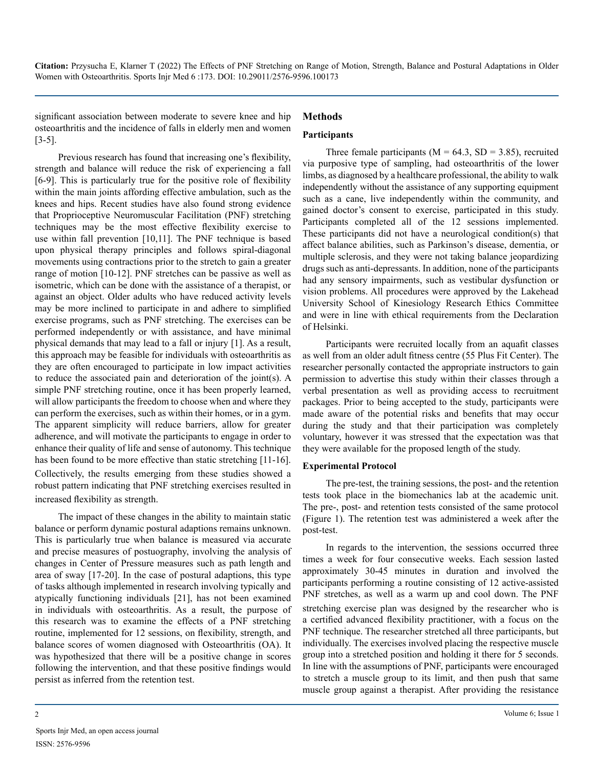significant association between moderate to severe knee and hip osteoarthritis and the incidence of falls in elderly men and women [3-5].

Previous research has found that increasing one's flexibility, strength and balance will reduce the risk of experiencing a fall [6-9]. This is particularly true for the positive role of flexibility within the main joints affording effective ambulation, such as the knees and hips. Recent studies have also found strong evidence that Proprioceptive Neuromuscular Facilitation (PNF) stretching techniques may be the most effective flexibility exercise to use within fall prevention [10,11]. The PNF technique is based upon physical therapy principles and follows spiral-diagonal movements using contractions prior to the stretch to gain a greater range of motion [10-12]. PNF stretches can be passive as well as isometric, which can be done with the assistance of a therapist, or against an object. Older adults who have reduced activity levels may be more inclined to participate in and adhere to simplified exercise programs, such as PNF stretching. The exercises can be performed independently or with assistance, and have minimal physical demands that may lead to a fall or injury [1]. As a result, this approach may be feasible for individuals with osteoarthritis as they are often encouraged to participate in low impact activities to reduce the associated pain and deterioration of the joint(s). A simple PNF stretching routine, once it has been properly learned, will allow participants the freedom to choose when and where they can perform the exercises, such as within their homes, or in a gym. The apparent simplicity will reduce barriers, allow for greater adherence, and will motivate the participants to engage in order to enhance their quality of life and sense of autonomy. This technique has been found to be more effective than static stretching [11-16]. Collectively, the results emerging from these studies showed a robust pattern indicating that PNF stretching exercises resulted in increased flexibility as strength.

The impact of these changes in the ability to maintain static balance or perform dynamic postural adaptions remains unknown. This is particularly true when balance is measured via accurate and precise measures of postuography, involving the analysis of changes in Center of Pressure measures such as path length and area of sway [17-20]. In the case of postural adaptions, this type of tasks although implemented in research involving typically and atypically functioning individuals [21], has not been examined in individuals with osteoarthritis. As a result, the purpose of this research was to examine the effects of a PNF stretching routine, implemented for 12 sessions, on flexibility, strength, and balance scores of women diagnosed with Osteoarthritis (OA). It was hypothesized that there will be a positive change in scores following the intervention, and that these positive findings would persist as inferred from the retention test.

## Methods

### Participants

Three female participants (M = 64.3, SD = 3.85), recruited via purposive type of sampling, had osteoarthritis of the lower limbs, as diagnosed by a healthcare professional, the ability to walk independently without the assistance of any supporting equipment such as a cane, live independently within the community, and gained doctor's consent to exercise, participated in this study. Participants completed all of the 12 sessions implemented. These participants did not have a neurological condition(s) that affect balance abilities, such as Parkinson's disease, dementia, or multiple sclerosis, and they were not taking balance jeopardizing drugs such as anti-depressants. In addition, none of the participants had any sensory impairments, such as vestibular dysfunction or vision problems. All procedures were approved by the Lakehead University School of Kinesiology Research Ethics Committee and were in line with ethical requirements from the Declaration of Helsinki.

Participants were recruited locally from an aquafit classes as well from an older adult fitness centre (55 Plus Fit Center). The researcher personally contacted the appropriate instructors to gain permission to advertise this study within their classes through a verbal presentation as well as providing access to recruitment packages. Prior to being accepted to the study, participants were made aware of the potential risks and benefits that may occur during the study and that their participation was completely voluntary, however it was stressed that the expectation was that they were available for the proposed length of the study.

### Experimental Protocol

The pre-test, the training sessions, the post- and the retention tests took place in the biomechanics lab at the academic unit. The pre-, post- and retention tests consisted of the same protocol (Figure 1). The retention test was administered a week after the post-test.

In regards to the intervention, the sessions occurred three times a week for four consecutive weeks. Each session lasted approximately 30-45 minutes in duration and involved the participants performing a routine consisting of 12 active-assisted PNF stretches, as well as a warm up and cool down. The PNF stretching exercise plan was designed by the researcher who is a certified advanced flexibility practitioner, with a focus on the PNF technique. The researcher stretched all three participants, but individually. The exercises involved placing the respective muscle group into a stretched position and holding it there for 5 seconds. In line with the assumptions of PNF, participants were encouraged to stretch a muscle group to its limit, and then push that same muscle group against a therapist. After providing the resistance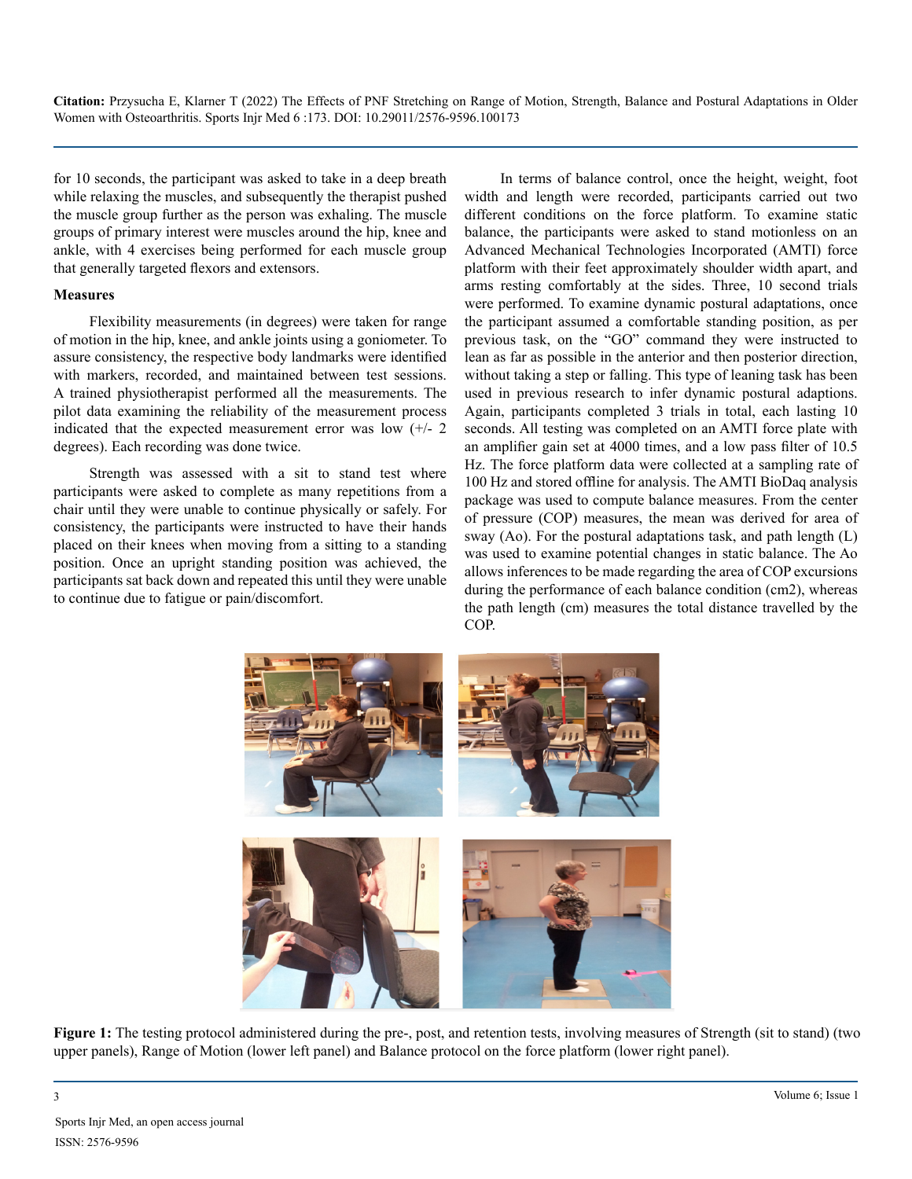for 10 seconds, the participant was asked to take in a deep breath while relaxing the muscles, and subsequently the therapist pushed the muscle group further as the person was exhaling. The muscle groups of primary interest were muscles around the hip, knee and ankle, with 4 exercises being performed for each muscle group that generally targeted flexors and extensors.

### Measures

Flexibility measurements (in degrees) were taken for range of motion in the hip, knee, and ankle joints using a goniometer. To assure consistency, the respective body landmarks were identified with markers, recorded, and maintained between test sessions. A trained physiotherapist performed all the measurements. The pilot data examining the reliability of the measurement process indicated that the expected measurement error was low (+/- 2 degrees). Each recording was done twice.

Strength was assessed with a sit to stand test where participants were asked to complete as many repetitions from a chair until they were unable to continue physically or safely. For consistency, the participants were instructed to have their hands placed on their knees when moving from a sitting to a standing position. Once an upright standing position was achieved, the participants sat back down and repeated this until they were unable to continue due to fatigue or pain/discomfort.

In terms of balance control, once the height, weight, foot width and length were recorded, participants carried out two different conditions on the force platform. To examine static balance, the participants were asked to stand motionless on an Advanced Mechanical Technologies Incorporated (AMTI) force platform with their feet approximately shoulder width apart, and arms resting comfortably at the sides. Three, 10 second trials were performed. To examine dynamic postural adaptations, once the participant assumed a comfortable standing position, as per previous task, on the "GO" command they were instructed to lean as far as possible in the anterior and then posterior direction, without taking a step or falling. This type of leaning task has been used in previous research to infer dynamic postural adaptions. Again, participants completed 3 trials in total, each lasting 10 seconds. All testing was completed on an AMTI force plate with an amplifier gain set at 4000 times, and a low pass filter of 10.5 Hz. The force platform data were collected at a sampling rate of 100 Hz and stored offline for analysis. The AMTI BioDaq analysis package was used to compute balance measures. From the center of pressure (COP) measures, the mean was derived for area of sway (Ao). For the postural adaptations task, and path length (L) was used to examine potential changes in static balance. The Ao allows inferences to be made regarding the area of COP excursions during the performance of each balance condition ($cm^2$), whereas the path length (cm) measures the total distance travelled by the COP.

**Figure 1:** The testing protocol administered during the pre-, post, and retention tests, involving measures of Strength (sit to stand) (two upper panels), Range of Motion (lower left panel) and Balance protocol on the force platform (lower right panel).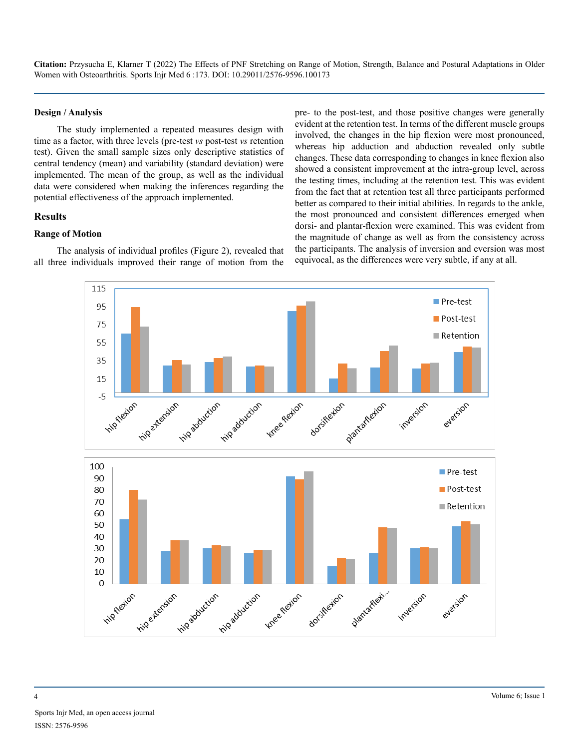### Design / Analysis

The study implemented a repeated measures design with time as a factor, with three levels (pre-test *vs* post-test *vs* retention test). Given the small sample sizes only descriptive statistics of central tendency (mean) and variability (standard deviation) were implemented. The mean of the group, as well as the individual data were considered when making the inferences regarding the potential effectiveness of the approach implemented.

## Results

### Range of Motion

The analysis of individual profiles (Figure 2), revealed that all three individuals improved their range of motion from the pre- to the post-test, and those positive changes were generally evident at the retention test. In terms of the different muscle groups involved, the changes in the hip flexion were most pronounced, whereas hip adduction and abduction revealed only subtle changes. These data corresponding to changes in knee flexion also showed a consistent improvement at the intra-group level, across the testing times, including at the retention test. This was evident from the fact that at retention test all three participants performed better as compared to their initial abilities. In regards to the ankle, the most pronounced and consistent differences emerged when dorsi- and plantar-flexion were examined. This was evident from the magnitude of change as well as from the consistency across the participants. The analysis of inversion and eversion was most equivocal, as the differences were very subtle, if any at all.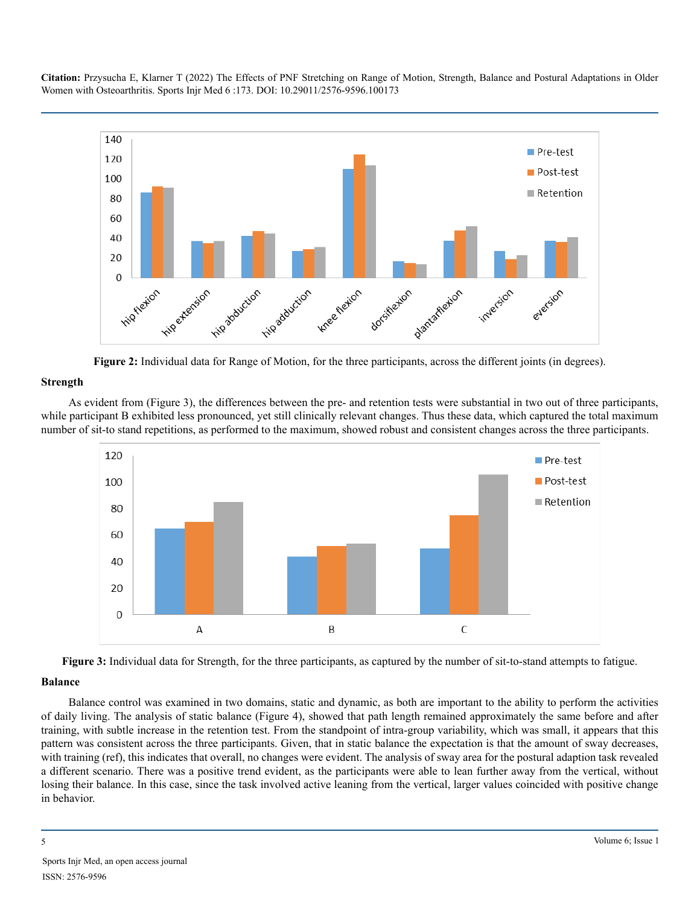Figure 2: Individual data for Range of Motion, for the three participants, across the different joints (in degrees).

## Strength

As evident from (Figure 3), the differences between the pre- and retention tests were substantial in two out of three participants, while participant B exhibited less pronounced, yet still clinically relevant changes. Thus these data, which captured the total maximum number of sit-to stand repetitions, as performed to the maximum, showed robust and consistent changes across the three participants.

Figure 3: Individual data for Strength, for the three participants, as captured by the number of sit-to-stand attempts to fatigue.

## Balance

Balance control was examined in two domains, static and dynamic, as both are important to the ability to perform the activities of daily living. The analysis of static balance (Figure 4), showed that path length remained approximately the same before and after training, with subtle increase in the retention test. From the standpoint of intra-group variability, which was small, it appears that this pattern was consistent across the three participants. Given, that in static balance the expectation is that the amount of sway decreases, with training (ref), this indicates that overall, no changes were evident. The analysis of sway area for the postural adaption task revealed a different scenario. There was a positive trend evident, as the participants were able to lean further away from the vertical, without losing their balance. In this case, since the task involved active leaning from the vertical, larger values coincided with positive change in behavior.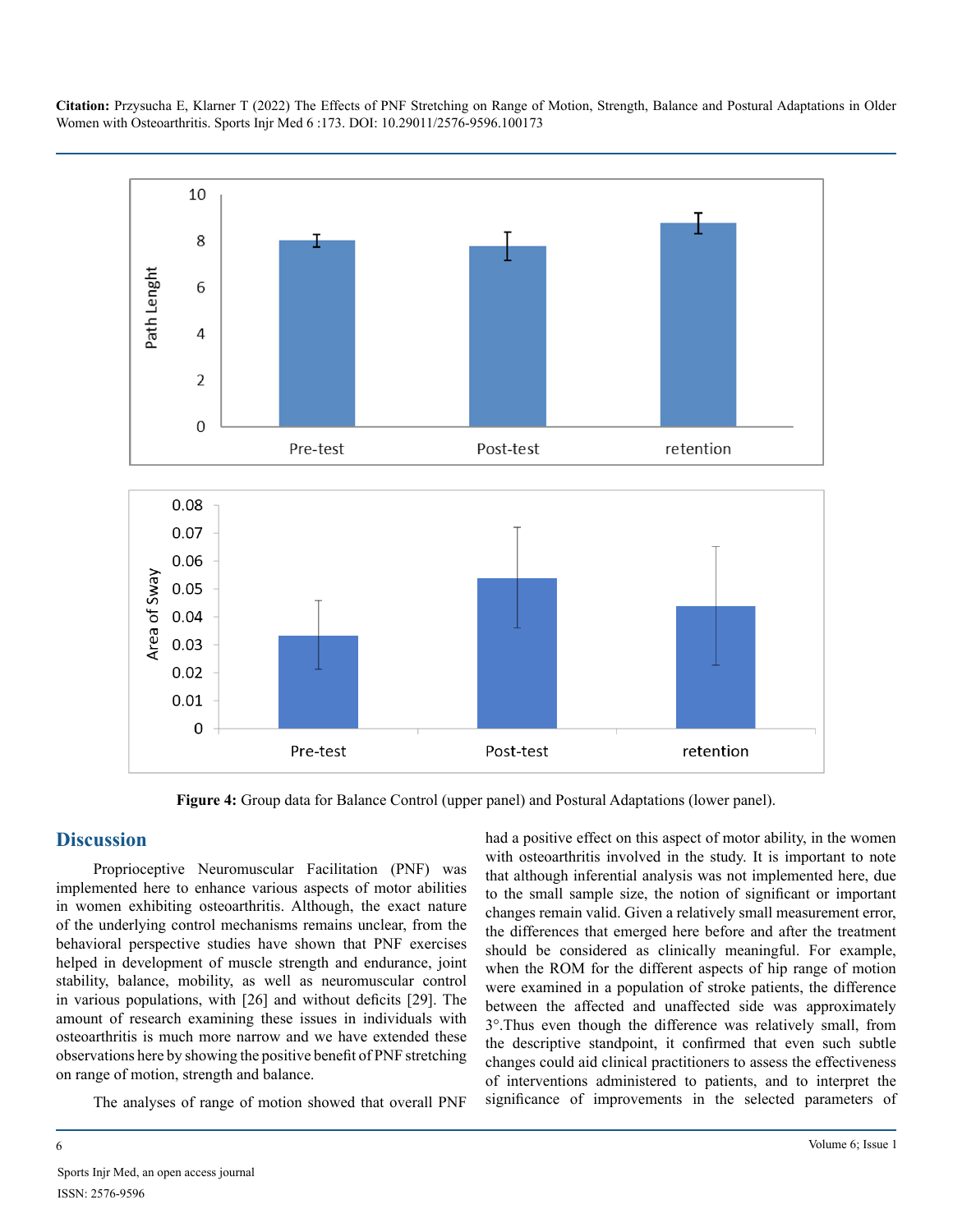Figure 4: Group data for Balance Control (upper panel) and Postural Adaptations (lower panel).

## Discussion

Proprioceptive Neuromuscular Facilitation (PNF) was implemented here to enhance various aspects of motor abilities in women exhibiting osteoarthritis. Although, the exact nature of the underlying control mechanisms remains unclear, from the behavioral perspective studies have shown that PNF exercises helped in development of muscle strength and endurance, joint stability, balance, mobility, as well as neuromuscular control in various populations, with [26] and without deficits [29]. The amount of research examining these issues in individuals with osteoarthritis is much more narrow and we have extended these observations here by showing the positive benefit of PNF stretching on range of motion, strength and balance.

The analyses of range of motion showed that overall PNF had a positive effect on this aspect of motor ability, in the women with osteoarthritis involved in the study. It is important to note that although inferential analysis was not implemented here, due to the small sample size, the notion of significant or important changes remain valid. Given a relatively small measurement error, the differences that emerged here before and after the treatment should be considered as clinically meaningful. For example, when the ROM for the different aspects of hip range of motion were examined in a population of stroke patients, the difference between the affected and unaffected side was approximately 3°.Thus even though the difference was relatively small, from the descriptive standpoint, it confirmed that even such subtle changes could aid clinical practitioners to assess the effectiveness of interventions administered to patients, and to interpret the significance of improvements in the selected parameters of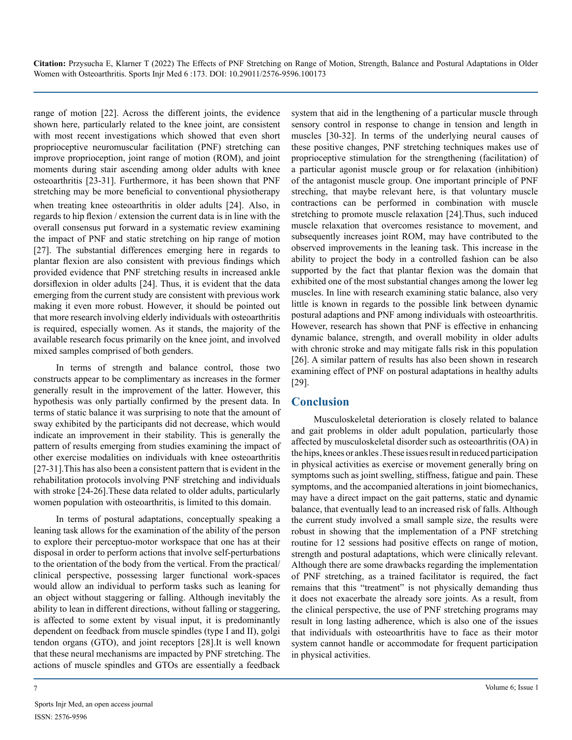range of motion [22]. Across the different joints, the evidence shown here, particularly related to the knee joint, are consistent with most recent investigations which showed that even short proprioceptive neuromuscular facilitation (PNF) stretching can improve proprioception, joint range of motion (ROM), and joint moments during stair ascending among older adults with knee osteoarthritis [23-31]. Furthermore, it has been shown that PNF stretching may be more beneficial to conventional physiotherapy when treating knee osteoarthritis in older adults [24]. Also, in regards to hip flexion / extension the current data is in line with the overall consensus put forward in a systematic review examining the impact of PNF and static stretching on hip range of motion [27]. The substantial differences emerging here in regards to plantar flexion are also consistent with previous findings which provided evidence that PNF stretching results in increased ankle dorsiflexion in older adults [24]. Thus, it is evident that the data emerging from the current study are consistent with previous work making it even more robust. However, it should be pointed out that more research involving elderly individuals with osteoarthritis is required, especially women. As it stands, the majority of the available research focus primarily on the knee joint, and involved mixed samples comprised of both genders.

In terms of strength and balance control, those two constructs appear to be complimentary as increases in the former generally result in the improvement of the latter. However, this hypothesis was only partially confirmed by the present data. In terms of static balance it was surprising to note that the amount of sway exhibited by the participants did not decrease, which would indicate an improvement in their stability. This is generally the pattern of results emerging from studies examining the impact of other exercise modalities on individuals with knee osteoarthritis [27-31].This has also been a consistent pattern that is evident in the rehabilitation protocols involving PNF stretching and individuals with stroke [24-26].These data related to older adults, particularly women population with osteoarthritis, is limited to this domain.

In terms of postural adaptations, conceptually speaking a leaning task allows for the examination of the ability of the person to explore their perceptuo-motor workspace that one has at their disposal in order to perform actions that involve self-perturbations to the orientation of the body from the vertical. From the practical/clinical perspective, possessing larger functional work-spaces would allow an individual to perform tasks such as leaning for an object without staggering or falling. Although inevitably the ability to lean in different directions, without falling or staggering, is affected to some extent by visual input, it is predominantly dependent on feedback from muscle spindles (type I and II), golgi tendon organs (GTO), and joint receptors [28].It is well known that these neural mechanisms are impacted by PNF stretching. The actions of muscle spindles and GTOs are essentially a feedback system that aid in the lengthening of a particular muscle through sensory control in response to change in tension and length in muscles [30-32]. In terms of the underlying neural causes of these positive changes, PNF stretching techniques makes use of proprioceptive stimulation for the strengthening (facilitation) of a particular agonist muscle group or for relaxation (inhibition) of the antagonist muscle group. One important principle of PNF streching, that maybe relevant here, is that voluntary muscle contractions can be performed in combination with muscle stretching to promote muscle relaxation [24].Thus, such induced muscle relaxation that overcomes resistance to movement, and subsequently increases joint ROM, may have contributed to the observed improvements in the leaning task. This increase in the ability to project the body in a controlled fashion can be also supported by the fact that plantar flexion was the domain that exhibited one of the most substantial changes among the lower leg muscles. In line with research examining static balance, also very little is known in regards to the possible link between dynamic postural adaptions and PNF among individuals with osteoarthritis. However, research has shown that PNF is effective in enhancing dynamic balance, strength, and overall mobility in older adults with chronic stroke and may mitigate falls risk in this population [26]. A similar pattern of results has also been shown in research examining effect of PNF on postural adaptations in healthy adults [29].

## Conclusion

Musculoskeletal deterioration is closely related to balance and gait problems in older adult population, particularly those affected by musculoskeletal disorder such as osteoarthritis (OA) in the hips, knees or ankles .These issues result in reduced participation in physical activities as exercise or movement generally bring on symptoms such as joint swelling, stiffness, fatigue and pain. These symptoms, and the accompanied alterations in joint biomechanics, may have a direct impact on the gait patterns, static and dynamic balance, that eventually lead to an increased risk of falls. Although the current study involved a small sample size, the results were robust in showing that the implementation of a PNF stretching routine for 12 sessions had positive effects on range of motion, strength and postural adaptations, which were clinically relevant. Although there are some drawbacks regarding the implementation of PNF stretching, as a trained facilitator is required, the fact remains that this "treatment" is not physically demanding thus it does not exacerbate the already sore joints. As a result, from the clinical perspective, the use of PNF stretching programs may result in long lasting adherence, which is also one of the issues that individuals with osteoarthritis have to face as their motor system cannot handle or accommodate for frequent participation in physical activities.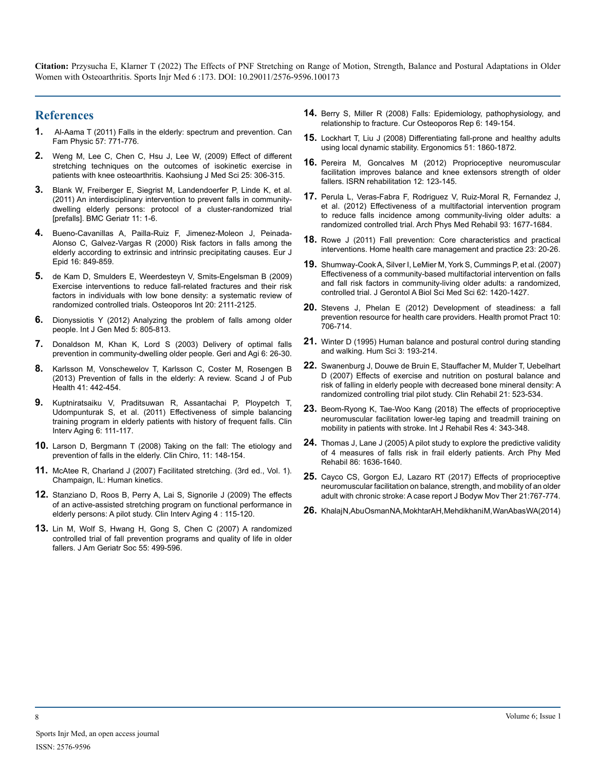Citation: Przysucha E, Klarner T (2022) The Effects of PNF Stretching on Range of Motion, Strength, Balance and Postural Adaptations in Older Women with Osteoarthritis. Sports Injr Med 6 :173. DOI: 10.29011/2576-9596.100173

## References

1. Al-Aama T (2011) Falls in the elderly: spectrum and prevention. Can Fam Physic 57: 771-776.
2. Weng M, Lee C, Chen C, Hsu J, Lee W, (2009) Effect of different stretching techniques on the outcomes of isokinetic exercise in patients with knee osteoarthritis. Kaohsiung J Med Sci 25: 306-315.
3. Blank W, Freiberger E, Siegrist M, Landendoerfer P, Linde K, et al. (2011) An interdisciplinary intervention to prevent falls in community-dwelling elderly persons: protocol of a cluster-randomized trial [prefalls]. BMC Geriatr 11: 1-6.
4. Bueno-Cavanillas A, Pailla-Ruiz F, Jimenez-Moleon J, Peinada-Alonso C, Galvez-Vargas R (2000) Risk factors in falls among the elderly according to extrinsic and intrinsic precipitating causes. Eur J Epid 16: 849-859.
5. de Kam D, Smulders E, Weerdesteyn V, Smits-Engelsman B (2009) Exercise interventions to reduce fall-related fractures and their risk factors in individuals with low bone density: a systematic review of randomized controlled trials. Osteoporos Int 20: 2111-2125.
6. Dionyssiotis Y (2012) Analyzing the problem of falls among older people. Int J Gen Med 5: 805-813.
7. Donaldson M, Khan K, Lord S (2003) Delivery of optimal falls prevention in community-dwelling older people. Geri and Agi 6: 26-30.
8. Karlsson M, Vonschewelov T, Karlsson C, Coster M, Rosengen B (2013) Prevention of falls in the elderly: A review. Scand J of Pub Health 41: 442-454.
9. Kuptniratsaiku V, Praditsuwan R, Assantachai P, Ploypetch T, Udompunturak S, et al. (2011) Effectiveness of simple balancing training program in elderly patients with history of frequent falls. Clin Interv Aging 6: 111-117.
10. Larson D, Bergmann T (2008) Taking on the fall: The etiology and prevention of falls in the elderly. Clin Chiro, 11: 148-154.
11. McAtee R, Charland J (2007) Facilitated stretching. (3rd ed., Vol. 1). Champaign, IL: Human kinetics.
12. Stanziano D, Roos B, Perry A, Lai S, Signorile J (2009) The effects of an active-assisted stretching program on functional performance in elderly persons: A pilot study. Clin Interv Aging 4 : 115-120.
13. Lin M, Wolf S, Hwang H, Gong S, Chen C (2007) A randomized controlled trial of fall prevention programs and quality of life in older fallers. J Am Geriatr Soc 55: 499-596.
14. Berry S, Miller R (2008) Falls: Epidemiology, pathophysiology, and relationship to fracture. Cur Osteoporos Rep 6: 149-154.
15. Lockhart T, Liu J (2008) Differentiating fall-prone and healthy adults using local dynamic stability. Ergonomics 51: 1860-1872.
16. Pereira M, Goncalves M (2012) Proprioceptive neuromuscular facilitation improves balance and knee extensors strength of older fallers. ISRN rehabilitation 12: 123-145.
17. Perula L, Veras-Fabra F, Rodriguez V, Ruiz-Moral R, Fernandez J, et al. (2012) Effectiveness of a multifactorial intervention program to reduce falls incidence among community-living older adults: a randomized controlled trial. Arch Phys Med Rehabil 93: 1677-1684.
18. Rowe J (2011) Fall prevention: Core characteristics and practical interventions. Home health care management and practice 23: 20-26.
19. Shumway-Cook A, Silver I, LeMier M, York S, Cummings P, et al. (2007) Effectiveness of a community-based multifactorial intervention on falls and fall risk factors in community-living older adults: a randomized, controlled trial. J Gerontol A Biol Sci Med Sci 62: 1420-1427.
20. Stevens J, Phelan E (2012) Development of steadiness: a fall prevention resource for health care providers. Health promot Pract 10: 706-714.
21. Winter D (1995) Human balance and postural control during standing and walking. Hum Sci 3: 193-214.
22. Swanenburg J, Douwe de Bruin E, Stauffacher M, Mulder T, Uebelhart D (2007) Effects of exercise and nutrition on postural balance and risk of falling in elderly people with decreased bone mineral density: A randomized controlling trial pilot study. Clin Rehabil 21: 523-534.
23. Beom-Ryong K, Tae-Woo Kang (2018) The effects of proprioceptive neuromuscular facilitation lower-leg taping and treadmill training on mobility in patients with stroke. Int J Rehabil Res 4: 343-348.
24. Thomas J, Lane J (2005) A pilot study to explore the predictive validity of 4 measures of falls risk in frail elderly patients. Arch Phy Med Rehabil 86: 1636-1640.
25. Cayco CS, Gorgon EJ, Lazaro RT (2017) Effects of proprioceptive neuromuscular facilitation on balance, strength, and mobility of an older adult with chronic stroke: A case report J Bodyw Mov Ther 21:767-774.
26. KhalajN,AbuOsmanNA,MokhtarAH,MehdikhaniM,WanAbasWA(2014)